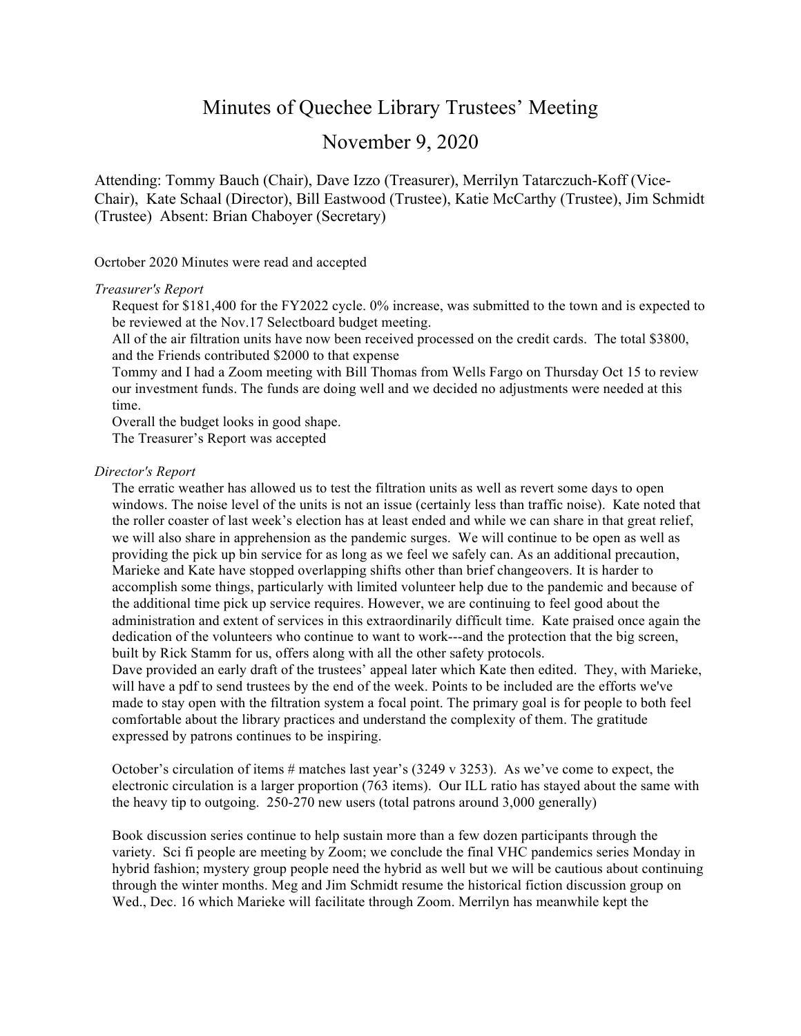# Minutes of Quechee Library Trustees' Meeting

## November 9, 2020

Attending: Tommy Bauch (Chair), Dave Izzo (Treasurer), Merrilyn Tatarczuch-Koff (Vice-Chair), Kate Schaal (Director), Bill Eastwood (Trustee), Katie McCarthy (Trustee), Jim Schmidt (Trustee) Absent: Brian Chaboyer (Secretary)

Ocrtober 2020 Minutes were read and accepted

*Treasurer's Report*

Request for $181,400 for the FY2022 cycle. 0% increase, was submitted to the town and is expected to be reviewed at the Nov.17 Selectboard budget meeting.

All of the air filtration units have now been received processed on the credit cards. The total $3800, and the Friends contributed $2000 to that expense

Tommy and I had a Zoom meeting with Bill Thomas from Wells Fargo on Thursday Oct 15 to review our investment funds. The funds are doing well and we decided no adjustments were needed at this time.

Overall the budget looks in good shape.

The Treasurer's Report was accepted

*Director's Report*

The erratic weather has allowed us to test the filtration units as well as revert some days to open windows. The noise level of the units is not an issue (certainly less than traffic noise). Kate noted that the roller coaster of last week's election has at least ended and while we can share in that great relief, we will also share in apprehension as the pandemic surges. We will continue to be open as well as providing the pick up bin service for as long as we feel we safely can. As an additional precaution, Marieke and Kate have stopped overlapping shifts other than brief changeovers. It is harder to accomplish some things, particularly with limited volunteer help due to the pandemic and because of the additional time pick up service requires. However, we are continuing to feel good about the administration and extent of services in this extraordinarily difficult time. Kate praised once again the dedication of the volunteers who continue to want to work---and the protection that the big screen, built by Rick Stamm for us, offers along with all the other safety protocols.

Dave provided an early draft of the trustees' appeal later which Kate then edited. They, with Marieke, will have a pdf to send trustees by the end of the week. Points to be included are the efforts we've made to stay open with the filtration system a focal point. The primary goal is for people to both feel comfortable about the library practices and understand the complexity of them. The gratitude expressed by patrons continues to be inspiring.

October's circulation of items # matches last year's (3249 v 3253). As we've come to expect, the electronic circulation is a larger proportion (763 items). Our ILL ratio has stayed about the same with the heavy tip to outgoing. 250-270 new users (total patrons around 3,000 generally)

Book discussion series continue to help sustain more than a few dozen participants through the variety. Sci fi people are meeting by Zoom; we conclude the final VHC pandemics series Monday in hybrid fashion; mystery group people need the hybrid as well but we will be cautious about continuing through the winter months. Meg and Jim Schmidt resume the historical fiction discussion group on Wed., Dec. 16 which Marieke will facilitate through Zoom. Merrilyn has meanwhile kept the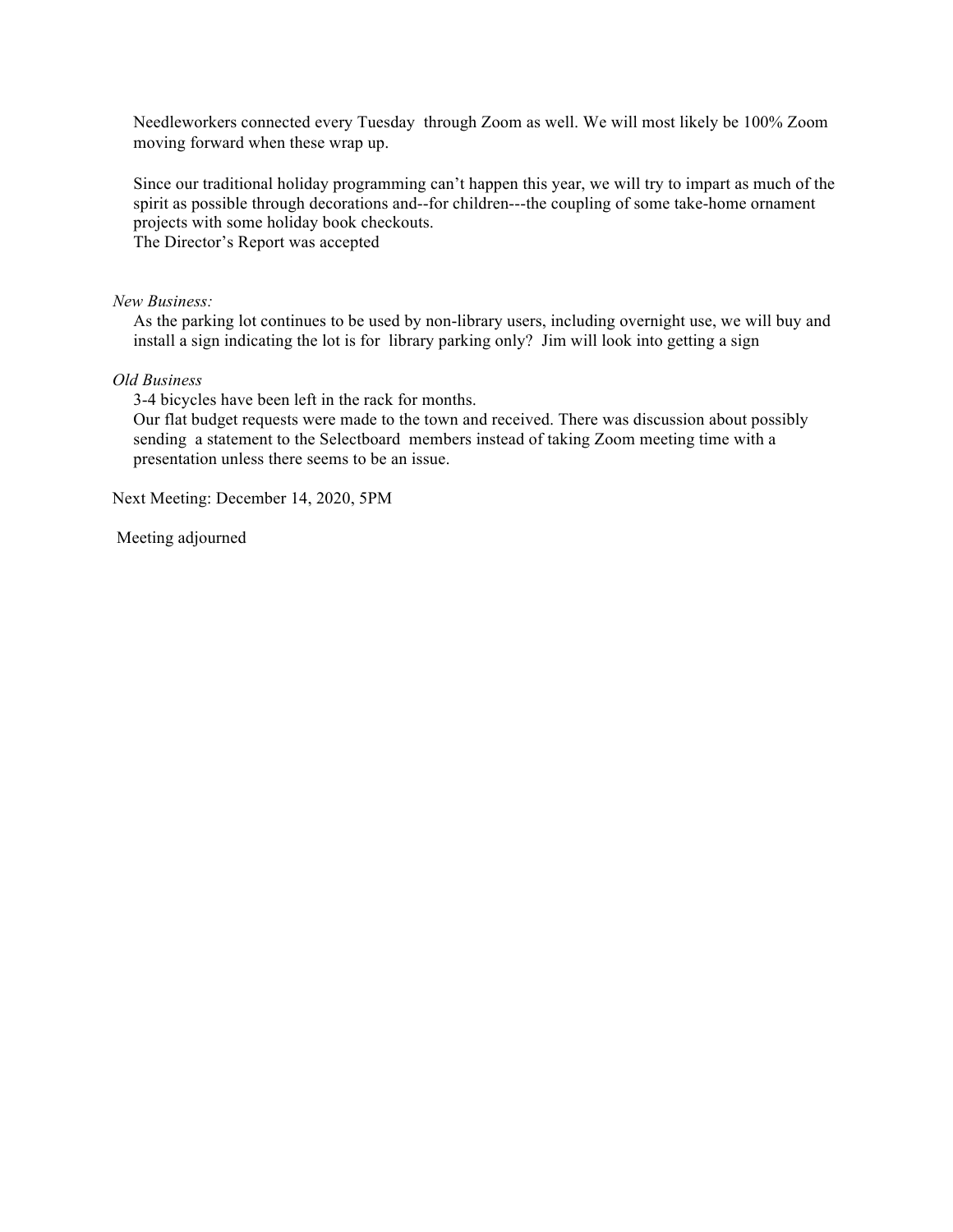Needleworkers connected every Tuesday through Zoom as well. We will most likely be 100% Zoom moving forward when these wrap up.

Since our traditional holiday programming can't happen this year, we will try to impart as much of the spirit as possible through decorations and--for children---the coupling of some take-home ornament projects with some holiday book checkouts.
The Director's Report was accepted

*New Business:*

As the parking lot continues to be used by non-library users, including overnight use, we will buy and install a sign indicating the lot is for library parking only? Jim will look into getting a sign

*Old Business*

3-4 bicycles have been left in the rack for months.
Our flat budget requests were made to the town and received. There was discussion about possibly sending a statement to the Selectboard members instead of taking Zoom meeting time with a presentation unless there seems to be an issue.

Next Meeting: December 14, 2020, 5PM

Meeting adjourned